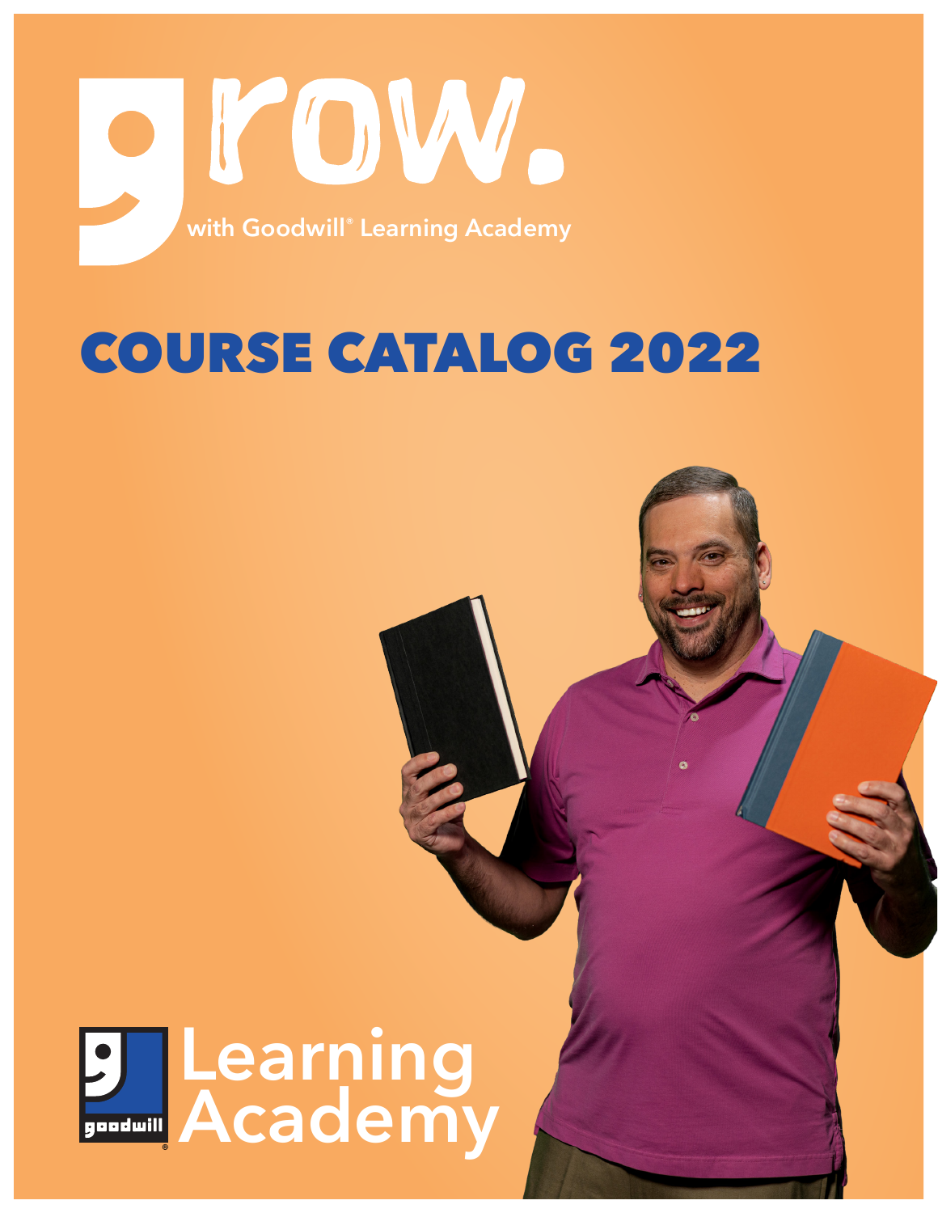# grow.

with Goodwill® Learning Academy

## COURSE CATALOG 2022

goodwill

Learning Academy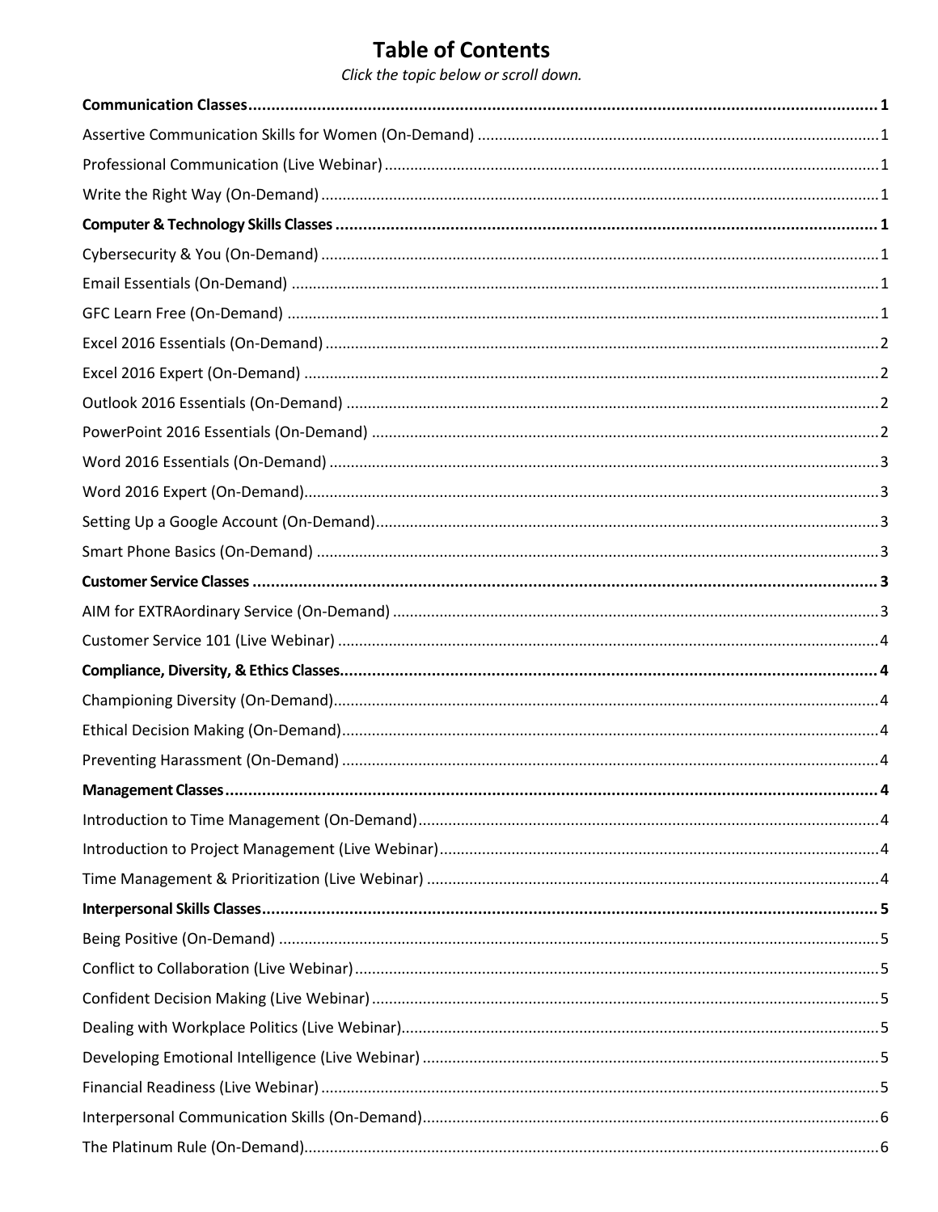# Table of Contents

*Click the topic below or scroll down.*

**Communication Classes** ........ 1

Assertive Communication Skills for Women (On-Demand) ........ 1

Professional Communication (Live Webinar) ........ 1

Write the Right Way (On-Demand) ........ 1

**Computer & Technology Skills Classes** ........ 1

Cybersecurity & You (On-Demand) ........ 1

Email Essentials (On-Demand) ........ 1

GFC Learn Free (On-Demand) ........ 1

Excel 2016 Essentials (On-Demand) ........ 2

Excel 2016 Expert (On-Demand) ........ 2

Outlook 2016 Essentials (On-Demand) ........ 2

PowerPoint 2016 Essentials (On-Demand) ........ 2

Word 2016 Essentials (On-Demand) ........ 3

Word 2016 Expert (On-Demand) ........ 3

Setting Up a Google Account (On-Demand) ........ 3

Smart Phone Basics (On-Demand) ........ 3

**Customer Service Classes** ........ 3

AIM for EXTRAordinary Service (On-Demand) ........ 3

Customer Service 101 (Live Webinar) ........ 4

**Compliance, Diversity, & Ethics Classes** ........ 4

Championing Diversity (On-Demand) ........ 4

Ethical Decision Making (On-Demand) ........ 4

Preventing Harassment (On-Demand) ........ 4

**Management Classes** ........ 4

Introduction to Time Management (On-Demand) ........ 4

Introduction to Project Management (Live Webinar) ........ 4

Time Management & Prioritization (Live Webinar) ........ 4

**Interpersonal Skills Classes** ........ 5

Being Positive (On-Demand) ........ 5

Conflict to Collaboration (Live Webinar) ........ 5

Confident Decision Making (Live Webinar) ........ 5

Dealing with Workplace Politics (Live Webinar) ........ 5

Developing Emotional Intelligence (Live Webinar) ........ 5

Financial Readiness (Live Webinar) ........ 5

Interpersonal Communication Skills (On-Demand) ........ 6

The Platinum Rule (On-Demand) ........ 6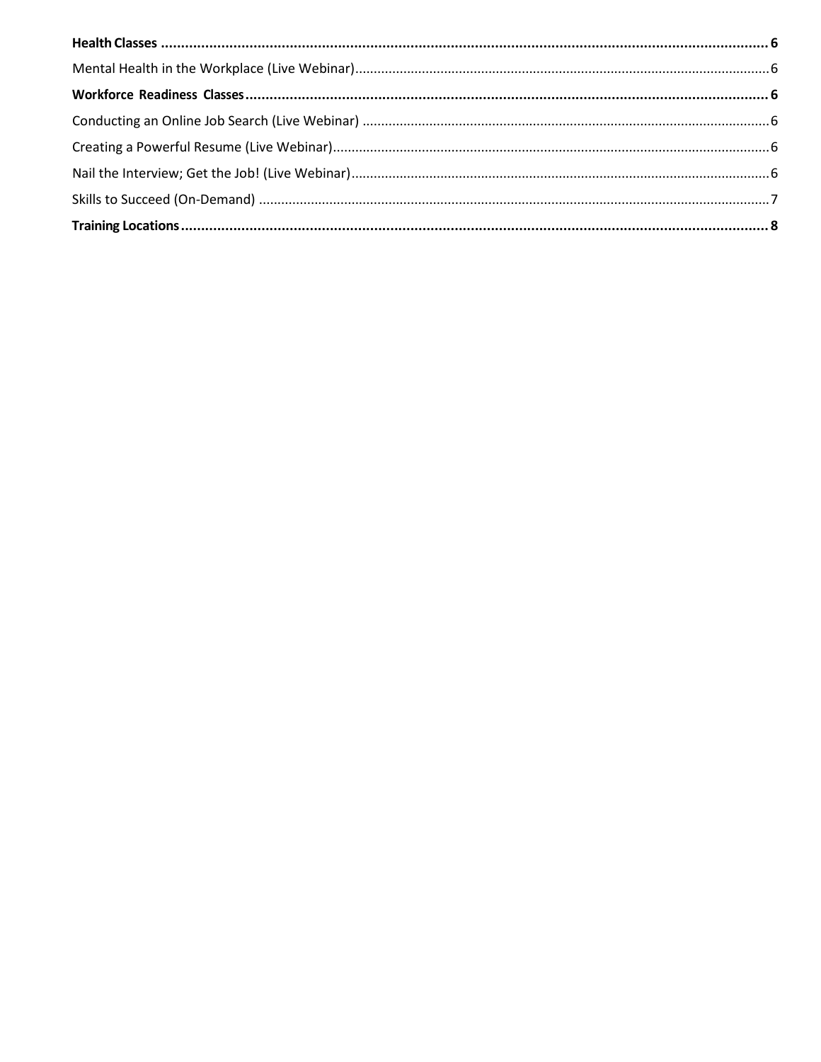**Health Classes** ...................................................................................................................................................... **6**

Mental Health in the Workplace (Live Webinar).............................................................................................................6

**Workforce Readiness Classes** ................................................................................................................................ **6**

Conducting an Online Job Search (Live Webinar) ...........................................................................................................6

Creating a Powerful Resume (Live Webinar)....................................................................................................................6

Nail the Interview; Get the Job! (Live Webinar)...............................................................................................................6

Skills to Succeed (On-Demand) .......................................................................................................................................7

**Training Locations** .................................................................................................................................................. **8**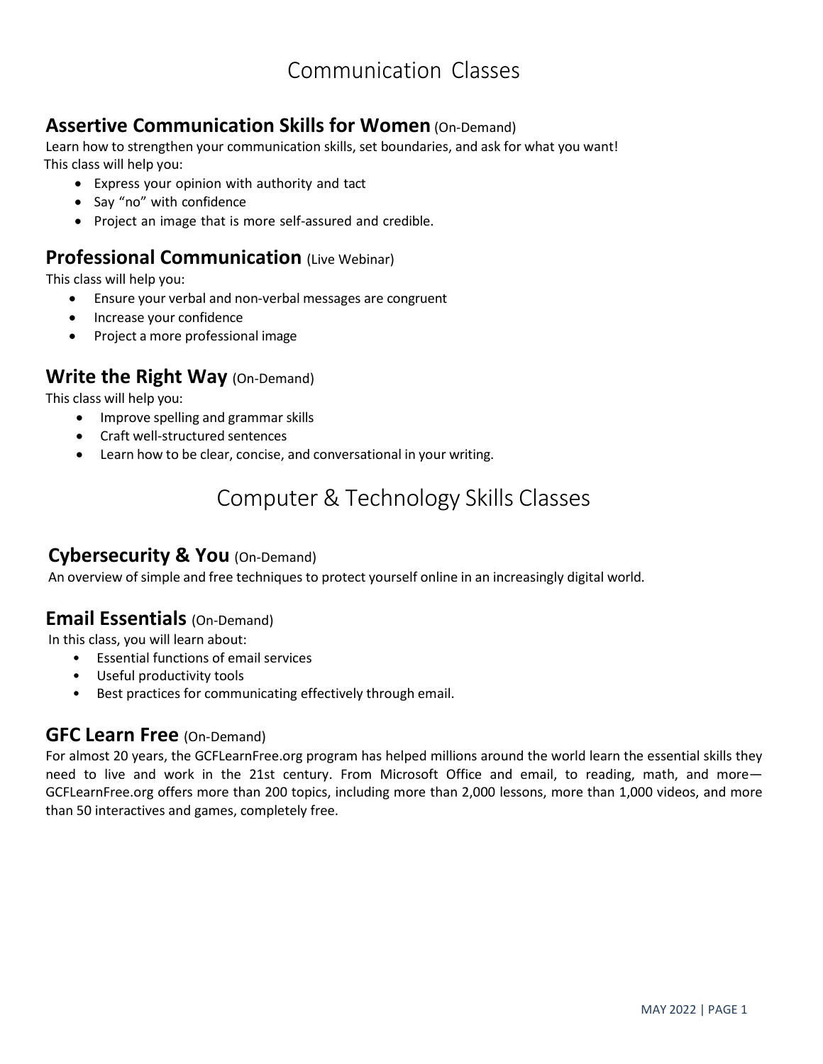# Communication Classes

## **Assertive Communication Skills for Women** (On-Demand)

Learn how to strengthen your communication skills, set boundaries, and ask for what you want!
This class will help you:

- Express your opinion with authority and tact
- Say "no" with confidence
- Project an image that is more self-assured and credible.

## **Professional Communication** (Live Webinar)

This class will help you:

- Ensure your verbal and non-verbal messages are congruent
- Increase your confidence
- Project a more professional image

## **Write the Right Way** (On-Demand)

This class will help you:

- Improve spelling and grammar skills
- Craft well-structured sentences
- Learn how to be clear, concise, and conversational in your writing.

# Computer & Technology Skills Classes

## **Cybersecurity & You** (On-Demand)

An overview of simple and free techniques to protect yourself online in an increasingly digital world.

## **Email Essentials** (On-Demand)

In this class, you will learn about:

- Essential functions of email services
- Useful productivity tools
- Best practices for communicating effectively through email.

## **GFC Learn Free** (On-Demand)

For almost 20 years, the GCFLearnFree.org program has helped millions around the world learn the essential skills they need to live and work in the 21st century. From Microsoft Office and email, to reading, math, and more—GCFLearnFree.org offers more than 200 topics, including more than 2,000 lessons, more than 1,000 videos, and more than 50 interactives and games, completely free.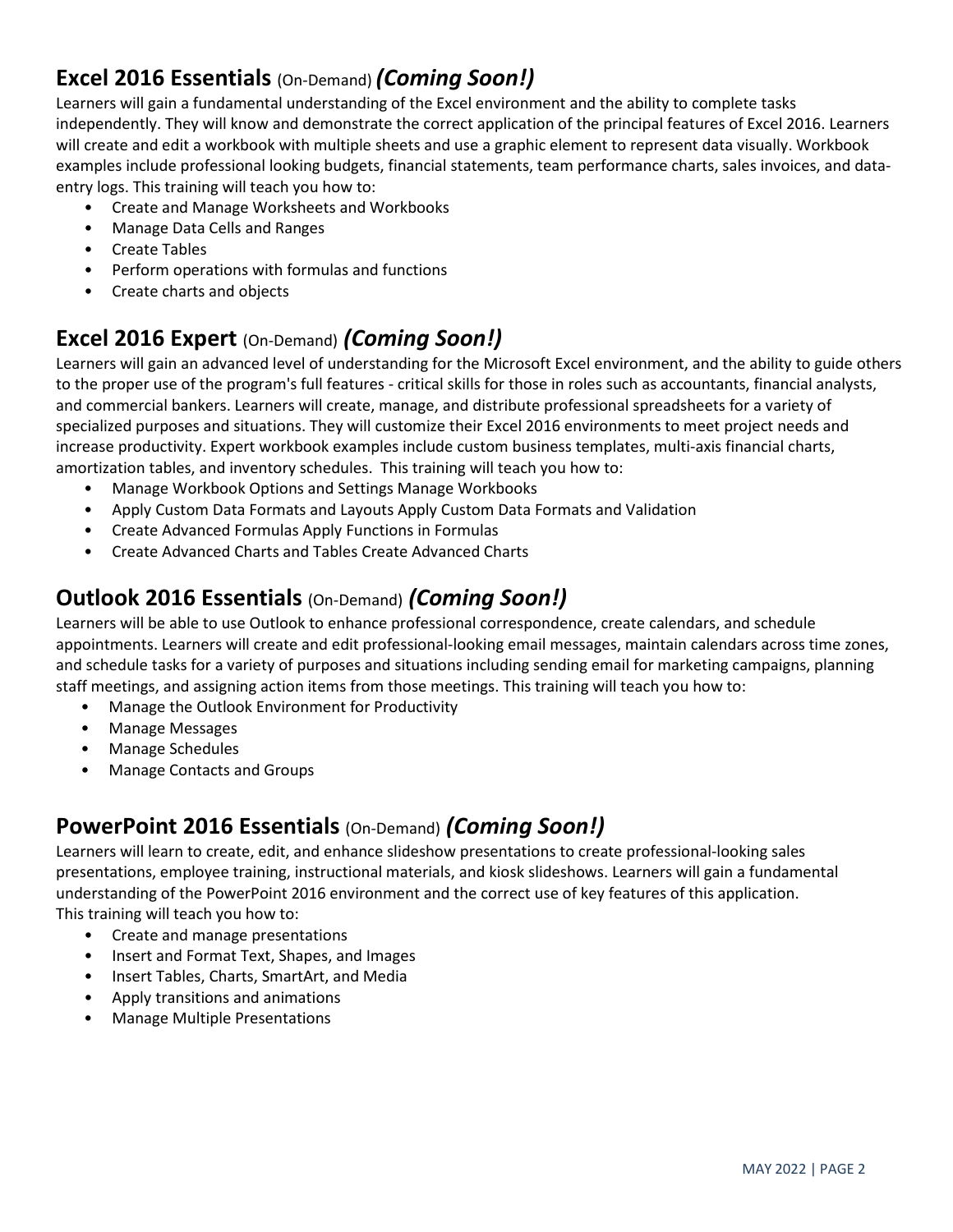## **Excel 2016 Essentials** (On-Demand) ***(Coming Soon!)***

Learners will gain a fundamental understanding of the Excel environment and the ability to complete tasks independently. They will know and demonstrate the correct application of the principal features of Excel 2016. Learners will create and edit a workbook with multiple sheets and use a graphic element to represent data visually. Workbook examples include professional looking budgets, financial statements, team performance charts, sales invoices, and data-entry logs. This training will teach you how to:

- Create and Manage Worksheets and Workbooks
- Manage Data Cells and Ranges
- Create Tables
- Perform operations with formulas and functions
- Create charts and objects

## **Excel 2016 Expert** (On-Demand) ***(Coming Soon!)***

Learners will gain an advanced level of understanding for the Microsoft Excel environment, and the ability to guide others to the proper use of the program's full features - critical skills for those in roles such as accountants, financial analysts, and commercial bankers. Learners will create, manage, and distribute professional spreadsheets for a variety of specialized purposes and situations. They will customize their Excel 2016 environments to meet project needs and increase productivity. Expert workbook examples include custom business templates, multi-axis financial charts, amortization tables, and inventory schedules. This training will teach you how to:

- Manage Workbook Options and Settings Manage Workbooks
- Apply Custom Data Formats and Layouts Apply Custom Data Formats and Validation
- Create Advanced Formulas Apply Functions in Formulas
- Create Advanced Charts and Tables Create Advanced Charts

## **Outlook 2016 Essentials** (On-Demand) ***(Coming Soon!)***

Learners will be able to use Outlook to enhance professional correspondence, create calendars, and schedule appointments. Learners will create and edit professional-looking email messages, maintain calendars across time zones, and schedule tasks for a variety of purposes and situations including sending email for marketing campaigns, planning staff meetings, and assigning action items from those meetings. This training will teach you how to:

- Manage the Outlook Environment for Productivity
- Manage Messages
- Manage Schedules
- Manage Contacts and Groups

## **PowerPoint 2016 Essentials** (On-Demand) ***(Coming Soon!)***

Learners will learn to create, edit, and enhance slideshow presentations to create professional-looking sales presentations, employee training, instructional materials, and kiosk slideshows. Learners will gain a fundamental understanding of the PowerPoint 2016 environment and the correct use of key features of this application.
This training will teach you how to:

- Create and manage presentations
- Insert and Format Text, Shapes, and Images
- Insert Tables, Charts, SmartArt, and Media
- Apply transitions and animations
- Manage Multiple Presentations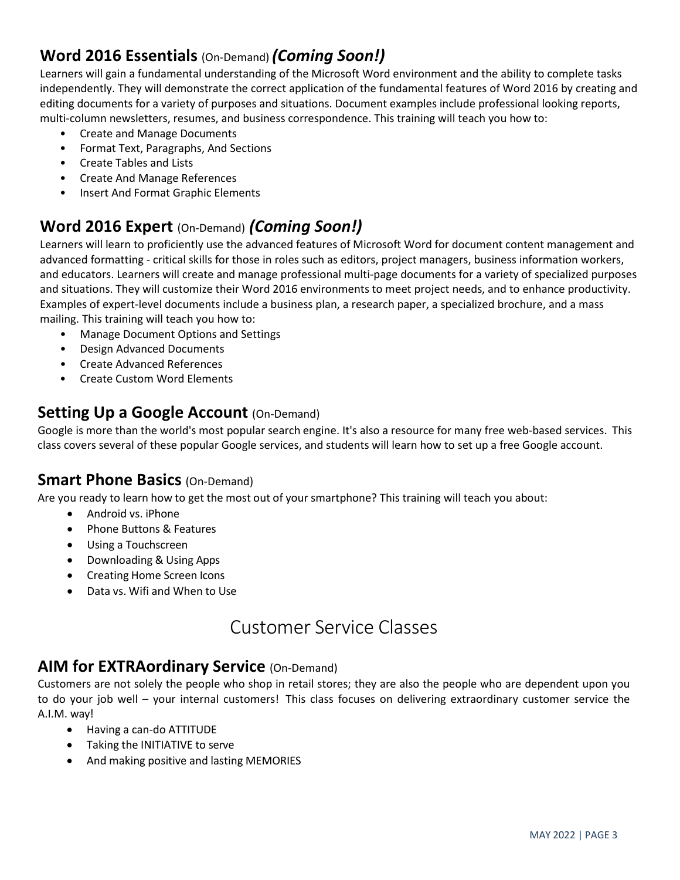## Word 2016 Essentials (On-Demand) ***(Coming Soon!)***

Learners will gain a fundamental understanding of the Microsoft Word environment and the ability to complete tasks independently. They will demonstrate the correct application of the fundamental features of Word 2016 by creating and editing documents for a variety of purposes and situations. Document examples include professional looking reports, multi-column newsletters, resumes, and business correspondence. This training will teach you how to:

- Create and Manage Documents
- Format Text, Paragraphs, And Sections
- Create Tables and Lists
- Create And Manage References
- Insert And Format Graphic Elements

## Word 2016 Expert (On-Demand) ***(Coming Soon!)***

Learners will learn to proficiently use the advanced features of Microsoft Word for document content management and advanced formatting - critical skills for those in roles such as editors, project managers, business information workers, and educators. Learners will create and manage professional multi-page documents for a variety of specialized purposes and situations. They will customize their Word 2016 environments to meet project needs, and to enhance productivity. Examples of expert-level documents include a business plan, a research paper, a specialized brochure, and a mass mailing. This training will teach you how to:

- Manage Document Options and Settings
- Design Advanced Documents
- Create Advanced References
- Create Custom Word Elements

## Setting Up a Google Account (On-Demand)

Google is more than the world's most popular search engine. It's also a resource for many free web-based services. This class covers several of these popular Google services, and students will learn how to set up a free Google account.

## Smart Phone Basics (On-Demand)

Are you ready to learn how to get the most out of your smartphone? This training will teach you about:

- Android vs. iPhone
- Phone Buttons & Features
- Using a Touchscreen
- Downloading & Using Apps
- Creating Home Screen Icons
- Data vs. Wifi and When to Use

# Customer Service Classes

## AIM for EXTRAordinary Service (On-Demand)

Customers are not solely the people who shop in retail stores; they are also the people who are dependent upon you to do your job well – your internal customers! This class focuses on delivering extraordinary customer service the A.I.M. way!

- Having a can-do ATTITUDE
- Taking the INITIATIVE to serve
- And making positive and lasting MEMORIES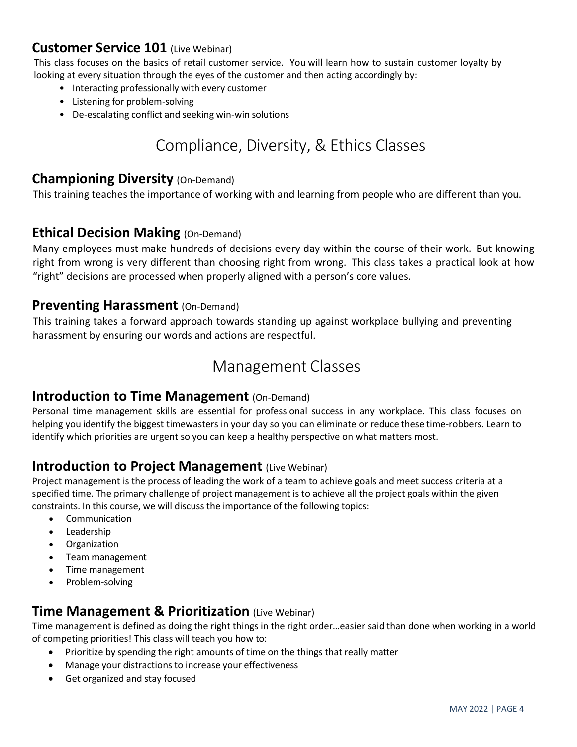### **Customer Service 101** (Live Webinar)

This class focuses on the basics of retail customer service. You will learn how to sustain customer loyalty by looking at every situation through the eyes of the customer and then acting accordingly by:

- Interacting professionally with every customer
- Listening for problem-solving
- De-escalating conflict and seeking win-win solutions

## Compliance, Diversity, & Ethics Classes

### **Championing Diversity** (On-Demand)

This training teaches the importance of working with and learning from people who are different than you.

### **Ethical Decision Making** (On-Demand)

Many employees must make hundreds of decisions every day within the course of their work. But knowing right from wrong is very different than choosing right from wrong. This class takes a practical look at how "right" decisions are processed when properly aligned with a person's core values.

### **Preventing Harassment** (On-Demand)

This training takes a forward approach towards standing up against workplace bullying and preventing harassment by ensuring our words and actions are respectful.

## Management Classes

### **Introduction to Time Management** (On-Demand)

Personal time management skills are essential for professional success in any workplace. This class focuses on helping you identify the biggest timewasters in your day so you can eliminate or reduce these time-robbers. Learn to identify which priorities are urgent so you can keep a healthy perspective on what matters most.

### **Introduction to Project Management** (Live Webinar)

Project management is the process of leading the work of a team to achieve goals and meet success criteria at a specified time. The primary challenge of project management is to achieve all the project goals within the given constraints. In this course, we will discuss the importance of the following topics:

- Communication
- Leadership
- Organization
- Team management
- Time management
- Problem-solving

### **Time Management & Prioritization** (Live Webinar)

Time management is defined as doing the right things in the right order…easier said than done when working in a world of competing priorities! This class will teach you how to:

- Prioritize by spending the right amounts of time on the things that really matter
- Manage your distractions to increase your effectiveness
- Get organized and stay focused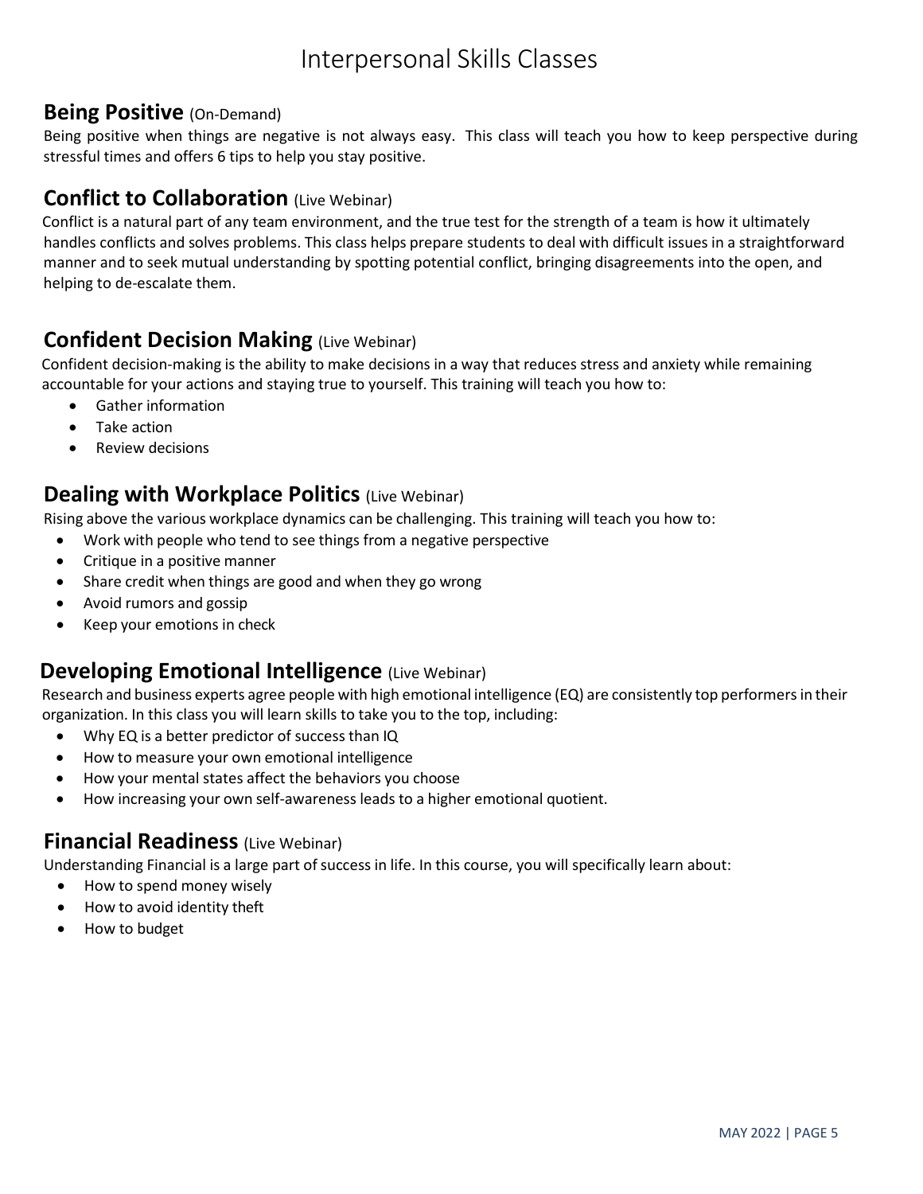# Interpersonal Skills Classes

## Being Positive (On-Demand)

Being positive when things are negative is not always easy. This class will teach you how to keep perspective during stressful times and offers 6 tips to help you stay positive.

## Conflict to Collaboration (Live Webinar)

Conflict is a natural part of any team environment, and the true test for the strength of a team is how it ultimately handles conflicts and solves problems. This class helps prepare students to deal with difficult issues in a straightforward manner and to seek mutual understanding by spotting potential conflict, bringing disagreements into the open, and helping to de-escalate them.

## Confident Decision Making (Live Webinar)

Confident decision-making is the ability to make decisions in a way that reduces stress and anxiety while remaining accountable for your actions and staying true to yourself. This training will teach you how to:

- Gather information
- Take action
- Review decisions

## Dealing with Workplace Politics (Live Webinar)

Rising above the various workplace dynamics can be challenging. This training will teach you how to:

- Work with people who tend to see things from a negative perspective
- Critique in a positive manner
- Share credit when things are good and when they go wrong
- Avoid rumors and gossip
- Keep your emotions in check

## Developing Emotional Intelligence (Live Webinar)

Research and business experts agree people with high emotional intelligence (EQ) are consistently top performers in their organization. In this class you will learn skills to take you to the top, including:

- Why EQ is a better predictor of success than IQ
- How to measure your own emotional intelligence
- How your mental states affect the behaviors you choose
- How increasing your own self-awareness leads to a higher emotional quotient.

## Financial Readiness (Live Webinar)

Understanding Financial is a large part of success in life. In this course, you will specifically learn about:

- How to spend money wisely
- How to avoid identity theft
- How to budget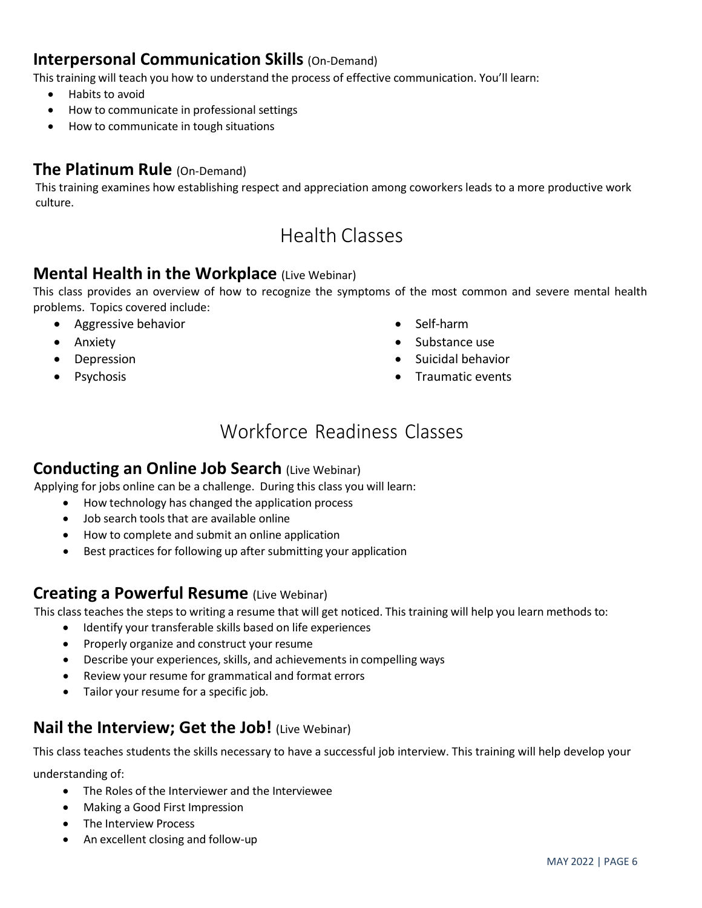## **Interpersonal Communication Skills** (On-Demand)

This training will teach you how to understand the process of effective communication. You'll learn:

- Habits to avoid
- How to communicate in professional settings
- How to communicate in tough situations

## **The Platinum Rule** (On-Demand)

This training examines how establishing respect and appreciation among coworkers leads to a more productive work culture.

# Health Classes

## **Mental Health in the Workplace** (Live Webinar)

This class provides an overview of how to recognize the symptoms of the most common and severe mental health problems. Topics covered include:

- Aggressive behavior
- Anxiety
- Depression
- Psychosis
- Self-harm
- Substance use
- Suicidal behavior
- Traumatic events

# Workforce Readiness Classes

## **Conducting an Online Job Search** (Live Webinar)

Applying for jobs online can be a challenge. During this class you will learn:

- How technology has changed the application process
- Job search tools that are available online
- How to complete and submit an online application
- Best practices for following up after submitting your application

## **Creating a Powerful Resume** (Live Webinar)

This class teaches the steps to writing a resume that will get noticed. This training will help you learn methods to:

- Identify your transferable skills based on life experiences
- Properly organize and construct your resume
- Describe your experiences, skills, and achievements in compelling ways
- Review your resume for grammatical and format errors
- Tailor your resume for a specific job.

## **Nail the Interview; Get the Job!** (Live Webinar)

This class teaches students the skills necessary to have a successful job interview. This training will help develop your understanding of:

- The Roles of the Interviewer and the Interviewee
- Making a Good First Impression
- The Interview Process
- An excellent closing and follow-up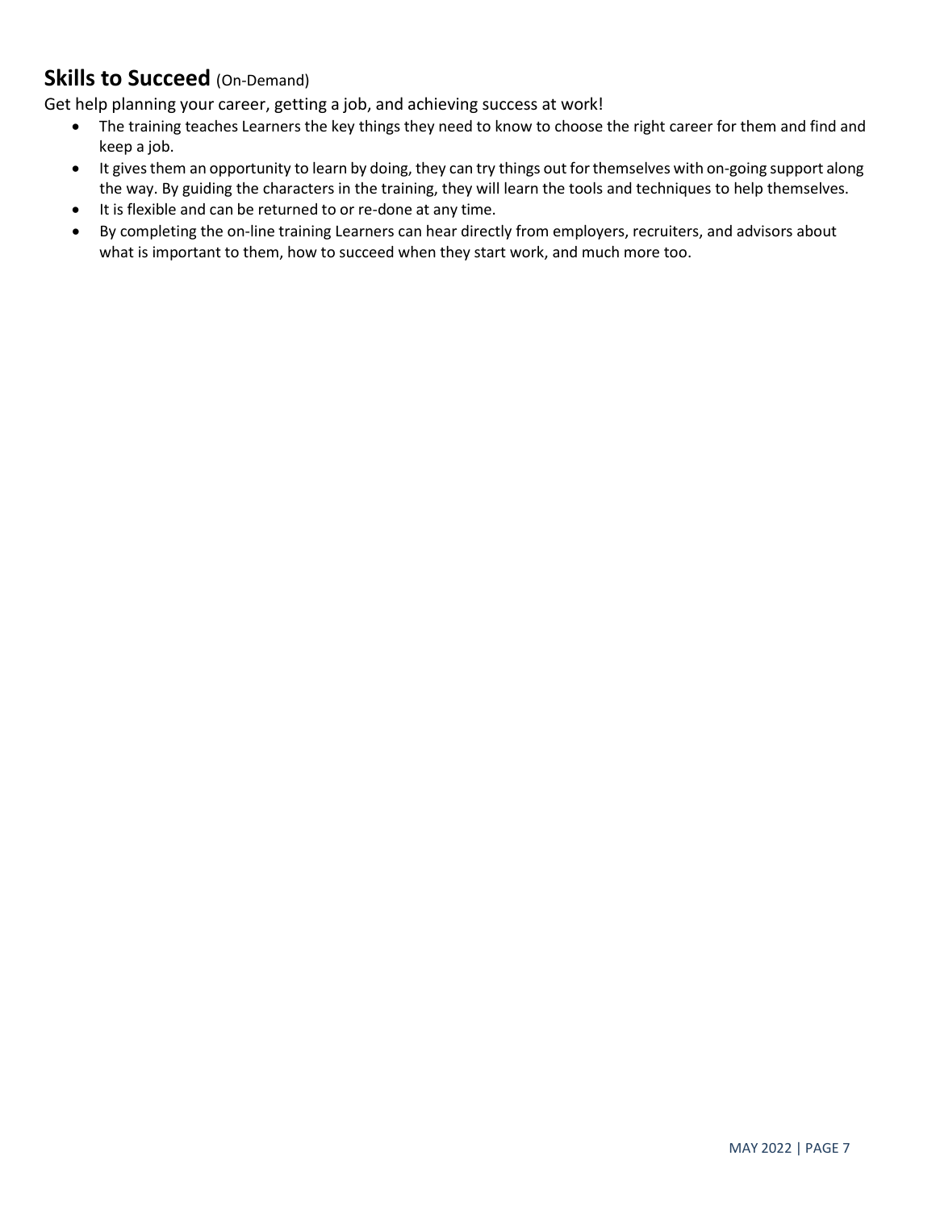## **Skills to Succeed** (On-Demand)

Get help planning your career, getting a job, and achieving success at work!

- The training teaches Learners the key things they need to know to choose the right career for them and find and keep a job.
- It gives them an opportunity to learn by doing, they can try things out for themselves with on-going support along the way. By guiding the characters in the training, they will learn the tools and techniques to help themselves.
- It is flexible and can be returned to or re-done at any time.
- By completing the on-line training Learners can hear directly from employers, recruiters, and advisors about what is important to them, how to succeed when they start work, and much more too.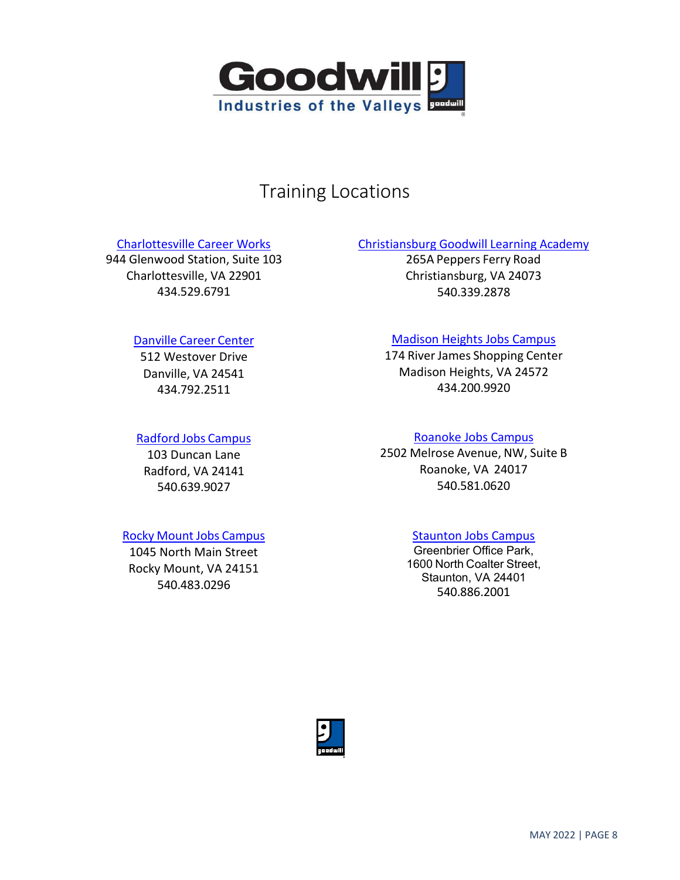Goodwill Industries of the Valleys

# Training Locations

**Charlottesville Career Works**
944 Glenwood Station, Suite 103
Charlottesville, VA 22901
434.529.6791

**Christiansburg Goodwill Learning Academy**
265A Peppers Ferry Road
Christiansburg, VA 24073
540.339.2878

**Danville Career Center**
512 Westover Drive
Danville, VA 24541
434.792.2511

**Madison Heights Jobs Campus**
174 River James Shopping Center
Madison Heights, VA 24572
434.200.9920

**Radford Jobs Campus**
103 Duncan Lane
Radford, VA 24141
540.639.9027

**Roanoke Jobs Campus**
2502 Melrose Avenue, NW, Suite B
Roanoke, VA 24017
540.581.0620

**Rocky Mount Jobs Campus**
1045 North Main Street
Rocky Mount, VA 24151
540.483.0296

**Staunton Jobs Campus**
Greenbrier Office Park,
1600 North Coalter Street,
Staunton, VA 24401
540.886.2001